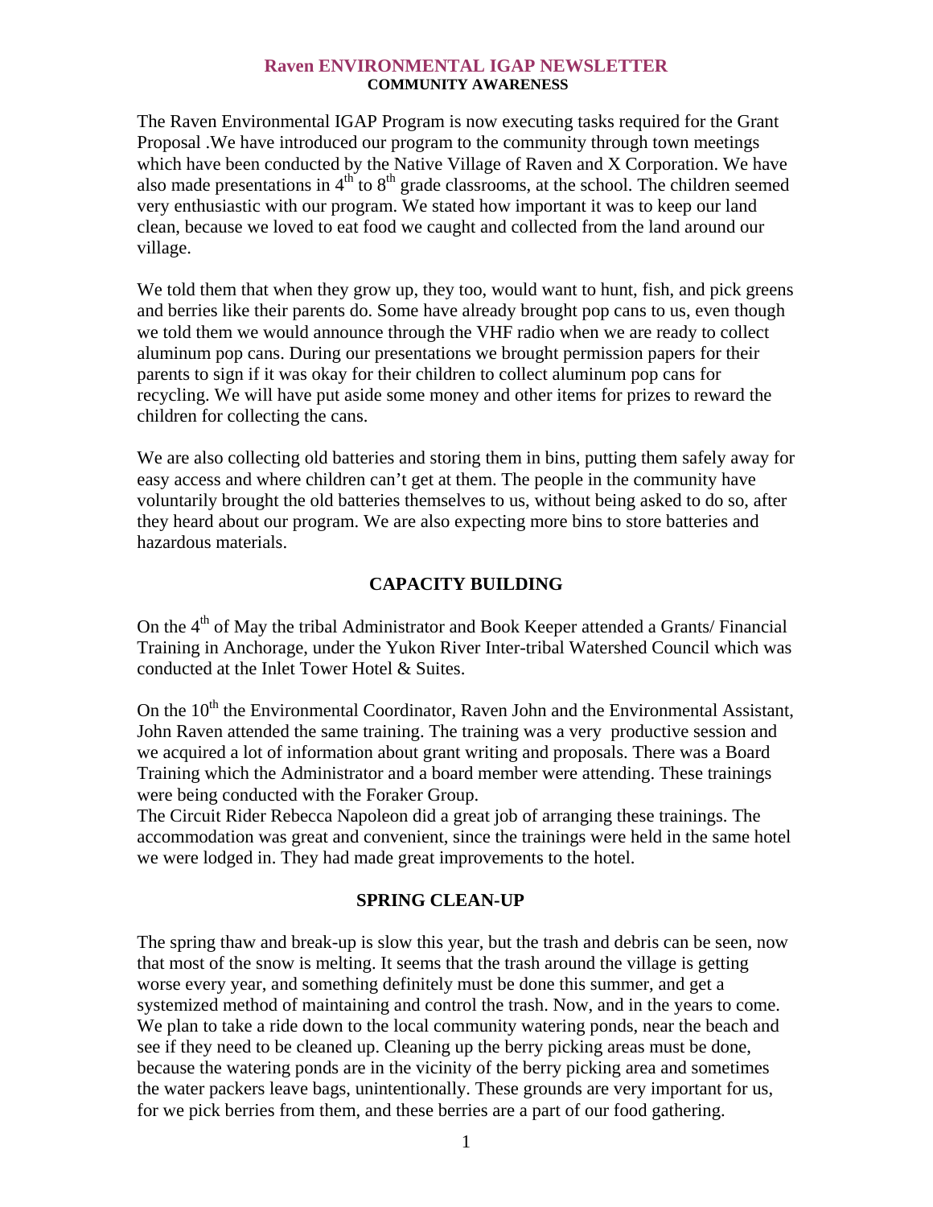# Raven ENVIRONMENTAL IGAP NEWSLETTER

## COMMUNITY AWARENESS

The Raven Environmental IGAP Program is now executing tasks required for the Grant Proposal .We have introduced our program to the community through town meetings which have been conducted by the Native Village of Raven and X Corporation. We have also made presentations in 4th to 8th grade classrooms, at the school. The children seemed very enthusiastic with our program. We stated how important it was to keep our land clean, because we loved to eat food we caught and collected from the land around our village.

We told them that when they grow up, they too, would want to hunt, fish, and pick greens and berries like their parents do. Some have already brought pop cans to us, even though we told them we would announce through the VHF radio when we are ready to collect aluminum pop cans. During our presentations we brought permission papers for their parents to sign if it was okay for their children to collect aluminum pop cans for recycling. We will have put aside some money and other items for prizes to reward the children for collecting the cans.

We are also collecting old batteries and storing them in bins, putting them safely away for easy access and where children can't get at them. The people in the community have voluntarily brought the old batteries themselves to us, without being asked to do so, after they heard about our program. We are also expecting more bins to store batteries and hazardous materials.

## CAPACITY BUILDING

On the 4th of May the tribal Administrator and Book Keeper attended a Grants/ Financial Training in Anchorage, under the Yukon River Inter-tribal Watershed Council which was conducted at the Inlet Tower Hotel & Suites.

On the 10th the Environmental Coordinator, Raven John and the Environmental Assistant, John Raven attended the same training. The training was a very productive session and we acquired a lot of information about grant writing and proposals. There was a Board Training which the Administrator and a board member were attending. These trainings were being conducted with the Foraker Group.
The Circuit Rider Rebecca Napoleon did a great job of arranging these trainings. The accommodation was great and convenient, since the trainings were held in the same hotel we were lodged in. They had made great improvements to the hotel.

## SPRING CLEAN-UP

The spring thaw and break-up is slow this year, but the trash and debris can be seen, now that most of the snow is melting. It seems that the trash around the village is getting worse every year, and something definitely must be done this summer, and get a systemized method of maintaining and control the trash. Now, and in the years to come. We plan to take a ride down to the local community watering ponds, near the beach and see if they need to be cleaned up. Cleaning up the berry picking areas must be done, because the watering ponds are in the vicinity of the berry picking area and sometimes the water packers leave bags, unintentionally. These grounds are very important for us, for we pick berries from them, and these berries are a part of our food gathering.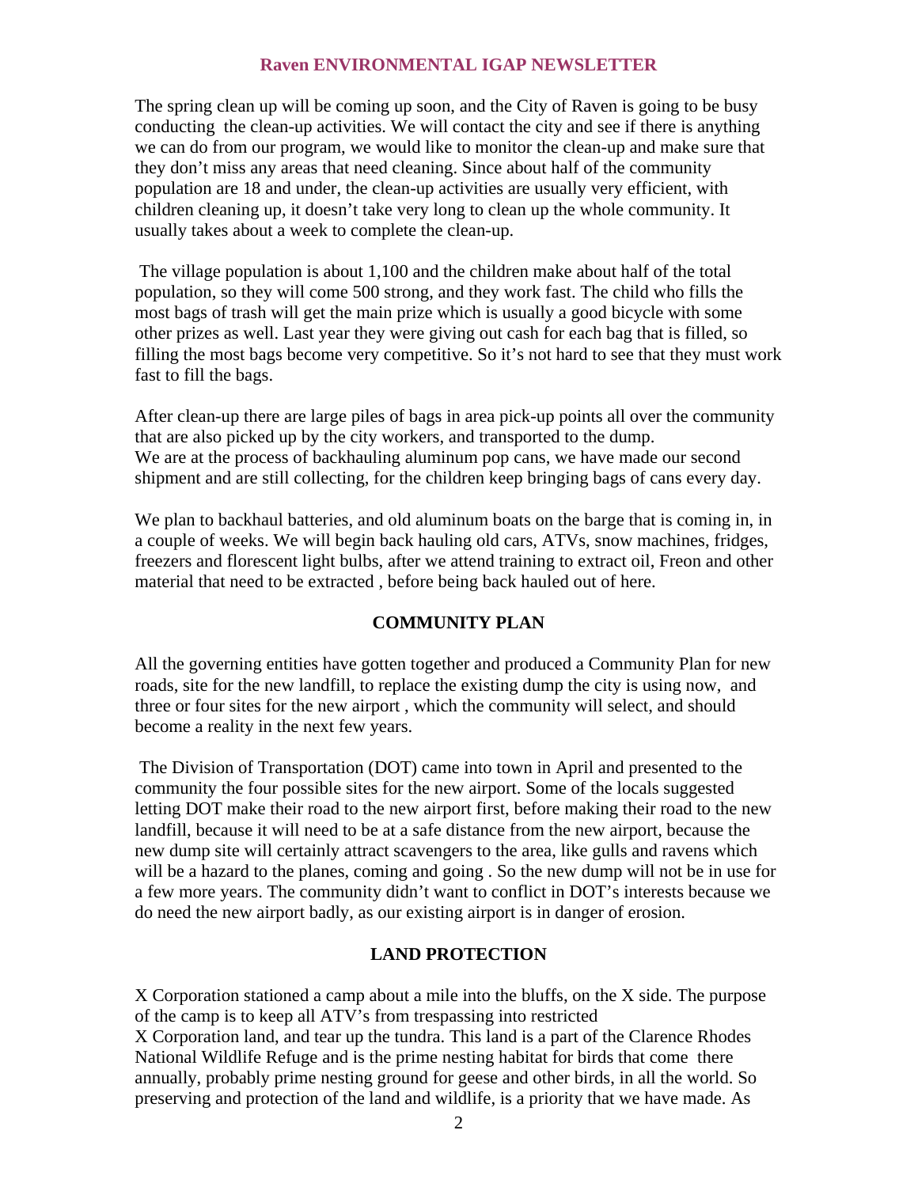## Raven ENVIRONMENTAL IGAP NEWSLETTER

The spring clean up will be coming up soon, and the City of Raven is going to be busy conducting the clean-up activities. We will contact the city and see if there is anything we can do from our program, we would like to monitor the clean-up and make sure that they don't miss any areas that need cleaning. Since about half of the community population are 18 and under, the clean-up activities are usually very efficient, with children cleaning up, it doesn't take very long to clean up the whole community. It usually takes about a week to complete the clean-up.

The village population is about 1,100 and the children make about half of the total population, so they will come 500 strong, and they work fast. The child who fills the most bags of trash will get the main prize which is usually a good bicycle with some other prizes as well. Last year they were giving out cash for each bag that is filled, so filling the most bags become very competitive. So it's not hard to see that they must work fast to fill the bags.

After clean-up there are large piles of bags in area pick-up points all over the community that are also picked up by the city workers, and transported to the dump.
We are at the process of backhauling aluminum pop cans, we have made our second shipment and are still collecting, for the children keep bringing bags of cans every day.

We plan to backhaul batteries, and old aluminum boats on the barge that is coming in, in a couple of weeks. We will begin back hauling old cars, ATVs, snow machines, fridges, freezers and florescent light bulbs, after we attend training to extract oil, Freon and other material that need to be extracted , before being back hauled out of here.

### COMMUNITY PLAN

All the governing entities have gotten together and produced a Community Plan for new roads, site for the new landfill, to replace the existing dump the city is using now, and three or four sites for the new airport , which the community will select, and should become a reality in the next few years.

The Division of Transportation (DOT) came into town in April and presented to the community the four possible sites for the new airport. Some of the locals suggested letting DOT make their road to the new airport first, before making their road to the new landfill, because it will need to be at a safe distance from the new airport, because the new dump site will certainly attract scavengers to the area, like gulls and ravens which will be a hazard to the planes, coming and going . So the new dump will not be in use for a few more years. The community didn't want to conflict in DOT's interests because we do need the new airport badly, as our existing airport is in danger of erosion.

### LAND PROTECTION

X Corporation stationed a camp about a mile into the bluffs, on the X side. The purpose of the camp is to keep all ATV's from trespassing into restricted
X Corporation land, and tear up the tundra. This land is a part of the Clarence Rhodes National Wildlife Refuge and is the prime nesting habitat for birds that come there annually, probably prime nesting ground for geese and other birds, in all the world. So preserving and protection of the land and wildlife, is a priority that we have made. As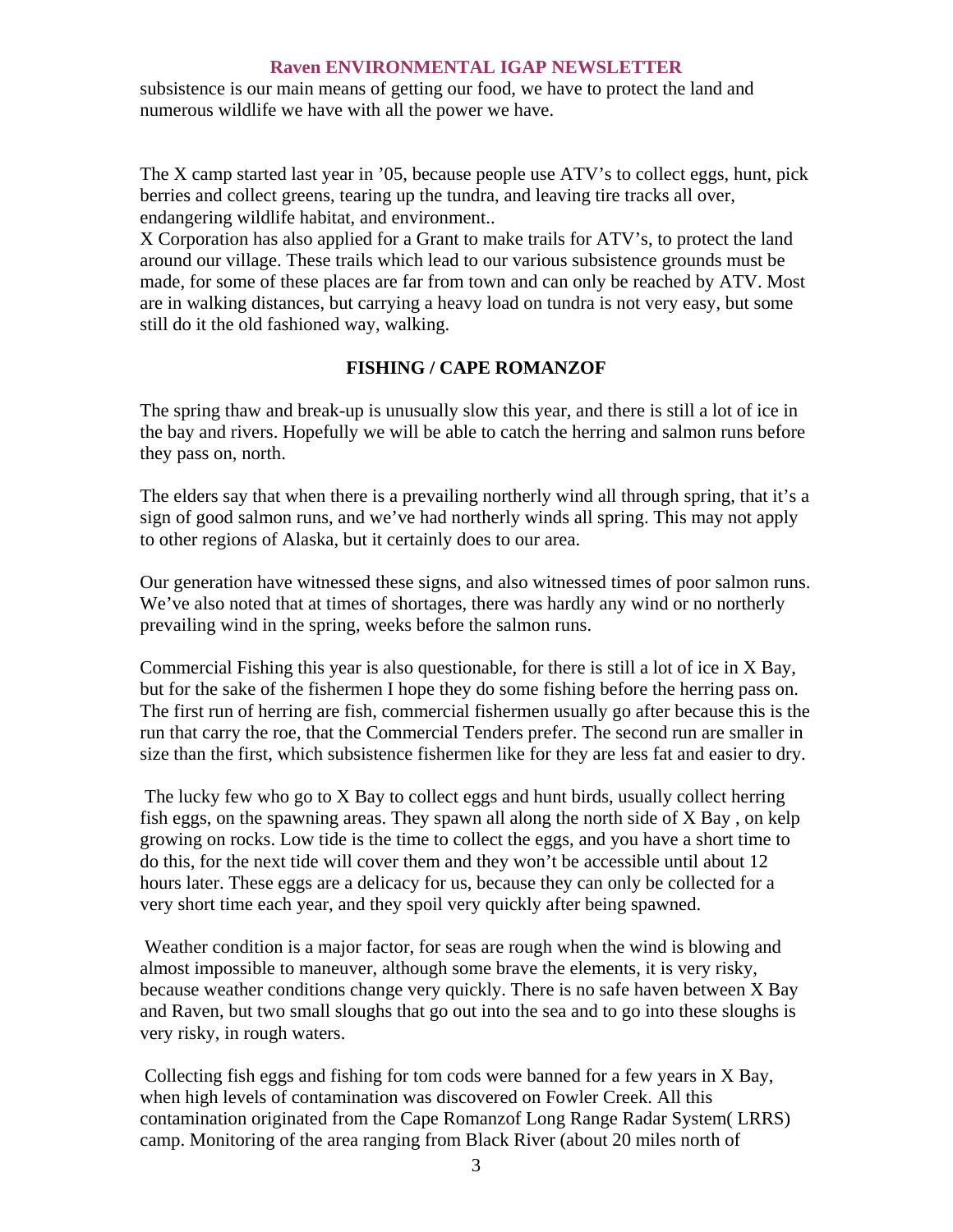subsistence is our main means of getting our food, we have to protect the land and numerous wildlife we have with all the power we have.

The X camp started last year in '05, because people use ATV's to collect eggs, hunt, pick berries and collect greens, tearing up the tundra, and leaving tire tracks all over, endangering wildlife habitat, and environment..
X Corporation has also applied for a Grant to make trails for ATV's, to protect the land around our village. These trails which lead to our various subsistence grounds must be made, for some of these places are far from town and can only be reached by ATV. Most are in walking distances, but carrying a heavy load on tundra is not very easy, but some still do it the old fashioned way, walking.

## FISHING / CAPE ROMANZOF

The spring thaw and break-up is unusually slow this year, and there is still a lot of ice in the bay and rivers. Hopefully we will be able to catch the herring and salmon runs before they pass on, north.

The elders say that when there is a prevailing northerly wind all through spring, that it's a sign of good salmon runs, and we've had northerly winds all spring. This may not apply to other regions of Alaska, but it certainly does to our area.

Our generation have witnessed these signs, and also witnessed times of poor salmon runs. We've also noted that at times of shortages, there was hardly any wind or no northerly prevailing wind in the spring, weeks before the salmon runs.

Commercial Fishing this year is also questionable, for there is still a lot of ice in X Bay, but for the sake of the fishermen I hope they do some fishing before the herring pass on. The first run of herring are fish, commercial fishermen usually go after because this is the run that carry the roe, that the Commercial Tenders prefer. The second run are smaller in size than the first, which subsistence fishermen like for they are less fat and easier to dry.

The lucky few who go to X Bay to collect eggs and hunt birds, usually collect herring fish eggs, on the spawning areas. They spawn all along the north side of X Bay , on kelp growing on rocks. Low tide is the time to collect the eggs, and you have a short time to do this, for the next tide will cover them and they won't be accessible until about 12 hours later. These eggs are a delicacy for us, because they can only be collected for a very short time each year, and they spoil very quickly after being spawned.

Weather condition is a major factor, for seas are rough when the wind is blowing and almost impossible to maneuver, although some brave the elements, it is very risky, because weather conditions change very quickly. There is no safe haven between X Bay and Raven, but two small sloughs that go out into the sea and to go into these sloughs is very risky, in rough waters.

Collecting fish eggs and fishing for tom cods were banned for a few years in X Bay, when high levels of contamination was discovered on Fowler Creek. All this contamination originated from the Cape Romanzof Long Range Radar System( LRRS) camp. Monitoring of the area ranging from Black River (about 20 miles north of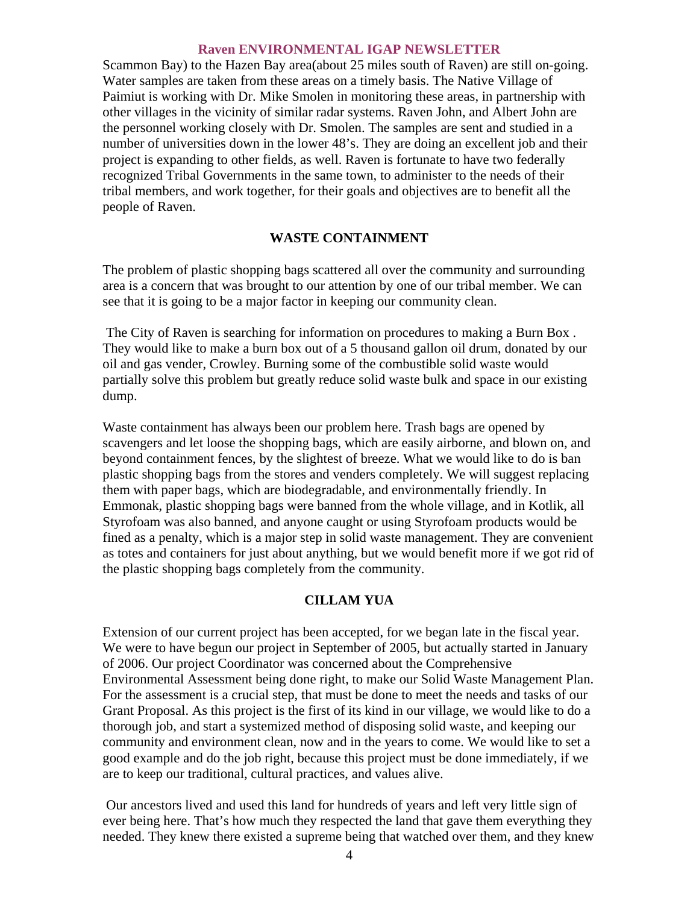Scammon Bay) to the Hazen Bay area(about 25 miles south of Raven) are still on-going. Water samples are taken from these areas on a timely basis. The Native Village of Paimiut is working with Dr. Mike Smolen in monitoring these areas, in partnership with other villages in the vicinity of similar radar systems. Raven John, and Albert John are the personnel working closely with Dr. Smolen. The samples are sent and studied in a number of universities down in the lower 48's. They are doing an excellent job and their project is expanding to other fields, as well. Raven is fortunate to have two federally recognized Tribal Governments in the same town, to administer to the needs of their tribal members, and work together, for their goals and objectives are to benefit all the people of Raven.

## WASTE CONTAINMENT

The problem of plastic shopping bags scattered all over the community and surrounding area is a concern that was brought to our attention by one of our tribal member. We can see that it is going to be a major factor in keeping our community clean.

The City of Raven is searching for information on procedures to making a Burn Box . They would like to make a burn box out of a 5 thousand gallon oil drum, donated by our oil and gas vender, Crowley. Burning some of the combustible solid waste would partially solve this problem but greatly reduce solid waste bulk and space in our existing dump.

Waste containment has always been our problem here. Trash bags are opened by scavengers and let loose the shopping bags, which are easily airborne, and blown on, and beyond containment fences, by the slightest of breeze. What we would like to do is ban plastic shopping bags from the stores and venders completely. We will suggest replacing them with paper bags, which are biodegradable, and environmentally friendly. In Emmonak, plastic shopping bags were banned from the whole village, and in Kotlik, all Styrofoam was also banned, and anyone caught or using Styrofoam products would be fined as a penalty, which is a major step in solid waste management. They are convenient as totes and containers for just about anything, but we would benefit more if we got rid of the plastic shopping bags completely from the community.

## CILLAM YUA

Extension of our current project has been accepted, for we began late in the fiscal year. We were to have begun our project in September of 2005, but actually started in January of 2006. Our project Coordinator was concerned about the Comprehensive Environmental Assessment being done right, to make our Solid Waste Management Plan. For the assessment is a crucial step, that must be done to meet the needs and tasks of our Grant Proposal. As this project is the first of its kind in our village, we would like to do a thorough job, and start a systemized method of disposing solid waste, and keeping our community and environment clean, now and in the years to come. We would like to set a good example and do the job right, because this project must be done immediately, if we are to keep our traditional, cultural practices, and values alive.

Our ancestors lived and used this land for hundreds of years and left very little sign of ever being here. That's how much they respected the land that gave them everything they needed. They knew there existed a supreme being that watched over them, and they knew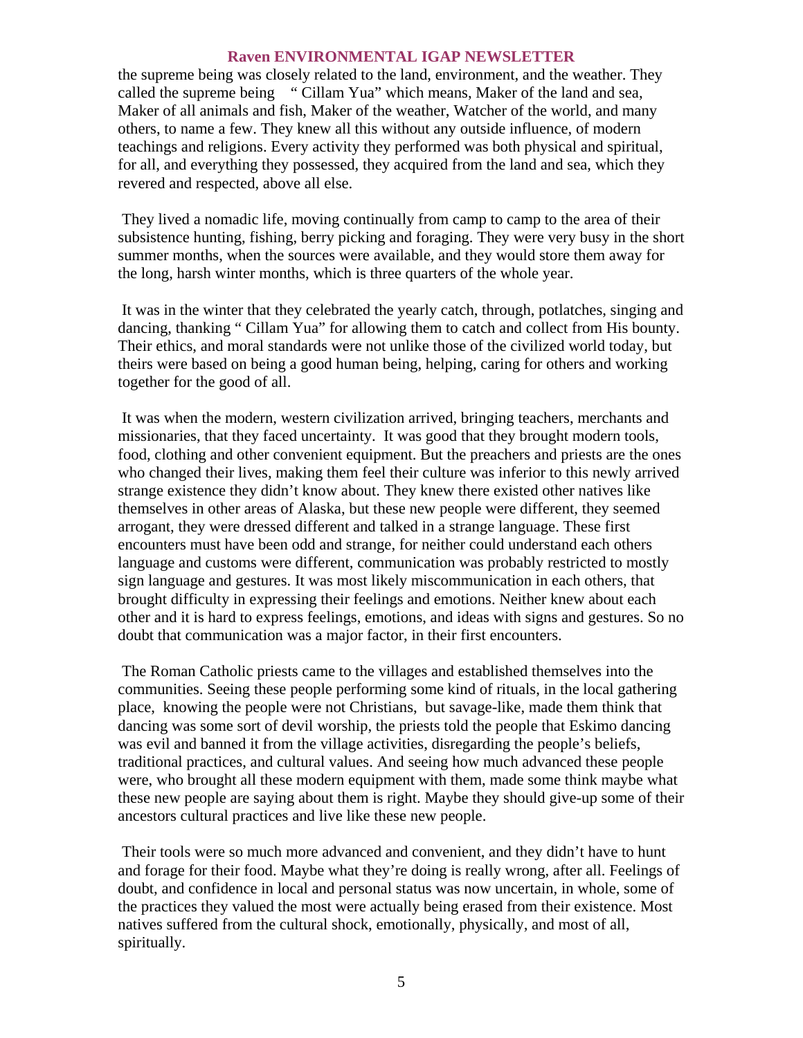the supreme being was closely related to the land, environment, and the weather. They called the supreme being " Cillam Yua" which means, Maker of the land and sea, Maker of all animals and fish, Maker of the weather, Watcher of the world, and many others, to name a few. They knew all this without any outside influence, of modern teachings and religions. Every activity they performed was both physical and spiritual, for all, and everything they possessed, they acquired from the land and sea, which they revered and respected, above all else.

They lived a nomadic life, moving continually from camp to camp to the area of their subsistence hunting, fishing, berry picking and foraging. They were very busy in the short summer months, when the sources were available, and they would store them away for the long, harsh winter months, which is three quarters of the whole year.

It was in the winter that they celebrated the yearly catch, through, potlatches, singing and dancing, thanking " Cillam Yua" for allowing them to catch and collect from His bounty. Their ethics, and moral standards were not unlike those of the civilized world today, but theirs were based on being a good human being, helping, caring for others and working together for the good of all.

It was when the modern, western civilization arrived, bringing teachers, merchants and missionaries, that they faced uncertainty. It was good that they brought modern tools, food, clothing and other convenient equipment. But the preachers and priests are the ones who changed their lives, making them feel their culture was inferior to this newly arrived strange existence they didn't know about. They knew there existed other natives like themselves in other areas of Alaska, but these new people were different, they seemed arrogant, they were dressed different and talked in a strange language. These first encounters must have been odd and strange, for neither could understand each others language and customs were different, communication was probably restricted to mostly sign language and gestures. It was most likely miscommunication in each others, that brought difficulty in expressing their feelings and emotions. Neither knew about each other and it is hard to express feelings, emotions, and ideas with signs and gestures. So no doubt that communication was a major factor, in their first encounters.

The Roman Catholic priests came to the villages and established themselves into the communities. Seeing these people performing some kind of rituals, in the local gathering place, knowing the people were not Christians, but savage-like, made them think that dancing was some sort of devil worship, the priests told the people that Eskimo dancing was evil and banned it from the village activities, disregarding the people's beliefs, traditional practices, and cultural values. And seeing how much advanced these people were, who brought all these modern equipment with them, made some think maybe what these new people are saying about them is right. Maybe they should give-up some of their ancestors cultural practices and live like these new people.

Their tools were so much more advanced and convenient, and they didn't have to hunt and forage for their food. Maybe what they're doing is really wrong, after all. Feelings of doubt, and confidence in local and personal status was now uncertain, in whole, some of the practices they valued the most were actually being erased from their existence. Most natives suffered from the cultural shock, emotionally, physically, and most of all, spiritually.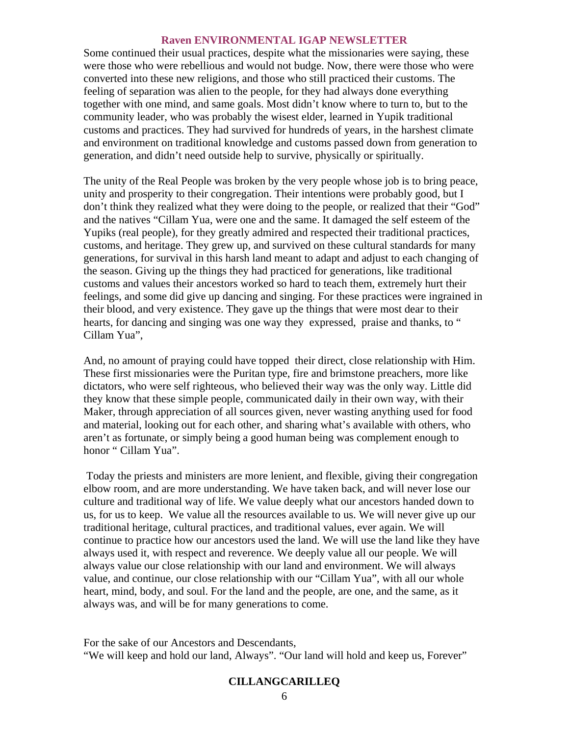Some continued their usual practices, despite what the missionaries were saying, these were those who were rebellious and would not budge. Now, there were those who were converted into these new religions, and those who still practiced their customs. The feeling of separation was alien to the people, for they had always done everything together with one mind, and same goals. Most didn't know where to turn to, but to the community leader, who was probably the wisest elder, learned in Yupik traditional customs and practices. They had survived for hundreds of years, in the harshest climate and environment on traditional knowledge and customs passed down from generation to generation, and didn't need outside help to survive, physically or spiritually.

The unity of the Real People was broken by the very people whose job is to bring peace, unity and prosperity to their congregation. Their intentions were probably good, but I don't think they realized what they were doing to the people, or realized that their "God" and the natives "Cillam Yua, were one and the same. It damaged the self esteem of the Yupiks (real people), for they greatly admired and respected their traditional practices, customs, and heritage. They grew up, and survived on these cultural standards for many generations, for survival in this harsh land meant to adapt and adjust to each changing of the season. Giving up the things they had practiced for generations, like traditional customs and values their ancestors worked so hard to teach them, extremely hurt their feelings, and some did give up dancing and singing. For these practices were ingrained in their blood, and very existence. They gave up the things that were most dear to their hearts, for dancing and singing was one way they expressed, praise and thanks, to " Cillam Yua",

And, no amount of praying could have topped their direct, close relationship with Him. These first missionaries were the Puritan type, fire and brimstone preachers, more like dictators, who were self righteous, who believed their way was the only way. Little did they know that these simple people, communicated daily in their own way, with their Maker, through appreciation of all sources given, never wasting anything used for food and material, looking out for each other, and sharing what's available with others, who aren't as fortunate, or simply being a good human being was complement enough to honor " Cillam Yua".

Today the priests and ministers are more lenient, and flexible, giving their congregation elbow room, and are more understanding. We have taken back, and will never lose our culture and traditional way of life. We value deeply what our ancestors handed down to us, for us to keep. We value all the resources available to us. We will never give up our traditional heritage, cultural practices, and traditional values, ever again. We will continue to practice how our ancestors used the land. We will use the land like they have always used it, with respect and reverence. We deeply value all our people. We will always value our close relationship with our land and environment. We will always value, and continue, our close relationship with our "Cillam Yua", with all our whole heart, mind, body, and soul. For the land and the people, are one, and the same, as it always was, and will be for many generations to come.

For the sake of our Ancestors and Descendants,
"We will keep and hold our land, Always". "Our land will hold and keep us, Forever"

**CILLANGCARILLEQ**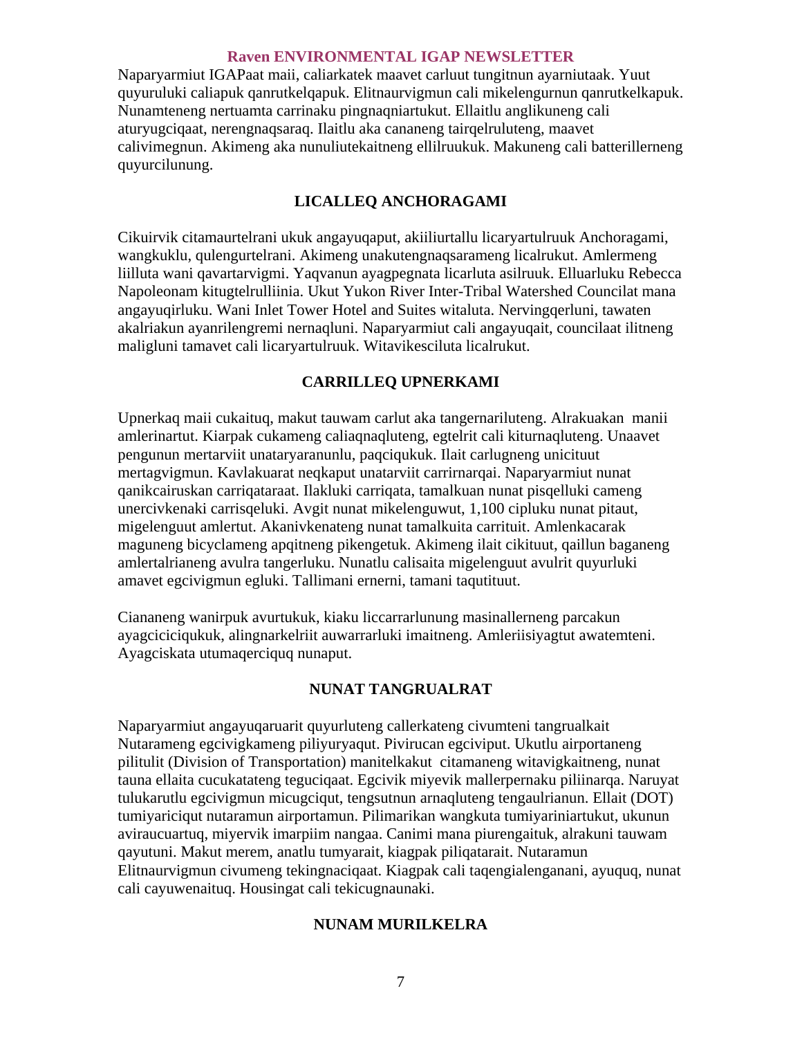Naparyarmiut IGAPaat maii, caliarkatek maavet carluut tungitnun ayarniutaak. Yuut quyuruluki caliapuk qanrutkelqapuk. Elitnaurvigmun cali mikelengurnun qanrutkelkapuk. Nunamteneng nertuamta carrinaku pingnaqniartukut. Ellaitlu anglikuneng cali aturyugciqaat, nerengnaqsaraq. Ilaitlu aka cananeng tairqelruluteng, maavet calivimegnun. Akimeng aka nunuliutekaitneng ellilruukuk. Makuneng cali batterillerneng quyurcilunung.

## LICALLEQ ANCHORAGAMI

Cikuirvik citamaurtelrani ukuk angayuqaput, akiiliurtallu licaryartulruuk Anchoragami, wangkuklu, qulengurtelrani. Akimeng unakutengnaqsarameng licalrukut. Amlermeng liilluta wani qavartarvigmi. Yaqvanun ayagpegnata licarluta asilruuk. Elluarluku Rebecca Napoleonam kitugtelrulliinia. Ukut Yukon River Inter-Tribal Watershed Councilat mana angayuqirluku. Wani Inlet Tower Hotel and Suites witaluta. Nervingqerluni, tawaten akalriakun ayanrilengremi nernaqluni. Naparyarmiut cali angayuqait, councilaat ilitneng maligluni tamavet cali licaryartulruuk. Witavikesciluta licalrukut.

## CARRILLEQ UPNERKAMI

Upnerkaq maii cukaituq, makut tauwam carlut aka tangernariluteng. Alrakuakan manii amlerinartut. Kiarpak cukameng caliaqnaqluteng, egtelrit cali kiturnaqluteng. Unaavet pengunun mertarviit unataryaranunlu, paqciqukuk. Ilait carlugneng unicituut mertagvigmun. Kavlakuarat neqkaput unatarviit carrirnarqai. Naparyarmiut nunat qanikcairuskan carriqataraat. Ilakluki carriqata, tamalkuan nunat pisqelluki cameng unercivkenaki carrisqeluki. Avgit nunat mikelenguwut, 1,100 cipluku nunat pitaut, migelenguut amlertut. Akanivkenateng nunat tamalkuita carrituit. Amlenkacarak maguneng bicyclameng apqitneng pikengetuk. Akimeng ilait cikituut, qaillun baganeng amlertalrianeng avulra tangerluku. Nunatlu calisaita migelenguut avulrit quyurluki amavet egcivigmun egluki. Tallimani ernerni, tamani taqutituut.

Ciananeng wanirpuk avurtukuk, kiaku liccarrarlunung masinallerneng parcakun ayagcicicigukuk, alingnarkelriit auwarrarluki imaitneng. Amleriisiyagtut awatemteni. Ayagciskata utumaqerciquq nunaput.

## NUNAT TANGRUALRAT

Naparyarmiut angayuqaruarit quyurluteng callerkateng civumteni tangrualkait Nutarameng egcivigkameng piliyuryaqut. Pivirucan egciviput. Ukutlu airportaneng pilitulit (Division of Transportation) manitelkakut citamaneng witavigkaitneng, nunat tauna ellaita cucukatateng teguciqaat. Egcivik miyevik mallerpernaku piliinarqa. Naruyat tulukarutlu egcivigmun micugciqut, tengsutnun arnaqluteng tengaulrianun. Ellait (DOT) tumiyariciqut nutaramun airportamun. Pilimarikan wangkuta tumiyariniartukut, ukunun aviraucuartuq, miyervik imarpiim nangaa. Canimi mana piurengaituk, alrakuni tauwam qayutuni. Makut merem, anatlu tumyarait, kiagpak piliqatarait. Nutaramun Elitnaurvigmun civumeng tekingnaciqaat. Kiagpak cali taqengialenganani, ayuquq, nunat cali cayuwenaituq. Housingat cali tekicugnaunaki.

## NUNAM MURILKELRA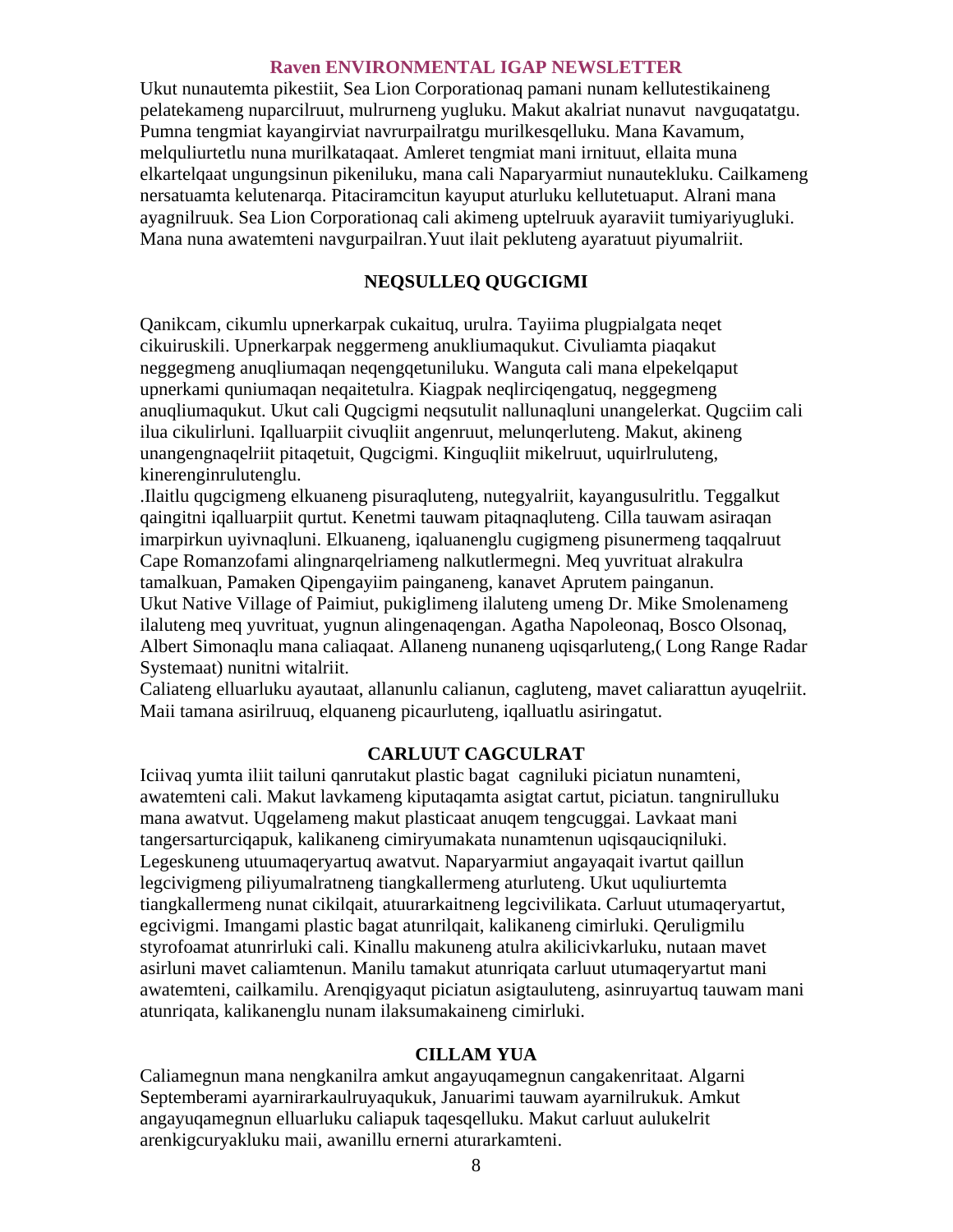Ukut nunautemta pikestiit, Sea Lion Corporationaq pamani nunam kellutestikaineng pelatekameng nuparcilruut, mulrurneng yugluku. Makut akalriat nunavut navguqatatgu. Pumna tengmiat kayangirviat navrurpailratgu murilkesqelluku. Mana Kavamum, melquliurtetlu nuna murilkataqaat. Amleret tengmiat mani irnituut, ellaita muna elkartelqaat ungungsinun pikeniluku, mana cali Naparyarmiut nunautekluku. Cailkameng nersatuamta kelutenarqa. Pitaciramcitun kayuput aturluku kellutetuaput. Alrani mana ayagnilruuk. Sea Lion Corporationaq cali akimeng uptelruuk ayaraviit tumiyariyugluki. Mana nuna awatemteni navgurpailran.Yuut ilait pekluteng ayaratuut piyumalriit.

## NEQSULLEQ QUGCIGMI

Qanikcam, cikumlu upnerkarpak cukaituq, urulra. Tayiima plugpialgata neqet cikuiruskili. Upnerkarpak neggermeng anukliumaqukut. Civuliamta piaqakut neggegmeng anuqliumaqan neqengqetuniluku. Wanguta cali mana elpekelqaput upnerkami quniumaqan neqaitetulra. Kiagpak neqlirciqengatuq, neggegmeng anuqliumaqukut. Ukut cali Qugcigmi neqsutulit nallunaqluni unangelerkat. Qugciim cali ilua cikulirluni. Iqalluarpiit civuqliit angenruut, melunqerluteng. Makut, akineng unangengnaqelriit pitaqetuit, Qugcigmi. Kinguqliit mikelruut, uquirlruluteng, kinerenginrulutenglu.

.Ilaitlu qugcigmeng elkuaneng pisuraqluteng, nutegyalriit, kayangusulritlu. Teggalkut qaingitni iqalluarpiit qurtut. Kenetmi tauwam pitaqnaqluteng. Cilla tauwam asiraqan imarpirkun uyivnaqluni. Elkuaneng, iqaluanenglu cugigmeng pisunermeng taqqalruut Cape Romanzofami alingnarqelriameng nalkutlermegni. Meq yuvrituat alrakulra tamalkuan, Pamaken Qipengayiim painganeng, kanavet Aprutem painganun.
Ukut Native Village of Paimiut, pukiglimeng ilaluteng umeng Dr. Mike Smolenameng ilaluteng meq yuvrituat, yugnun alingenaqengan. Agatha Napoleonaq, Bosco Olsonaq, Albert Simonaqlu mana caliaqaat. Allaneng nunaneng uqisqarluteng,( Long Range Radar Systemaat) nunitni witalriit.
Caliateng elluarluku ayautaat, allanunlu calianun, cagluteng, mavet caliarattun ayuqelriit. Maii tamana asirilruuq, elquaneng picaurluteng, iqalluatlu asiringatut.

## CARLUUT CAGCULRAT

Iciivaq yumta iliit tailuni qanrutakut plastic bagat cagniluki piciatun nunamteni, awatemteni cali. Makut lavkameng kiputaqamta asigtat cartut, piciatun. tangnirulluku mana awatvut. Uqgelameng makut plasticaat anuqem tengcuggai. Lavkaat mani tangersarturciqapuk, kalikaneng cimiryumakata nunamtenun uqisqauciqniluki. Legeskuneng utuumaqeryartuq awatvut. Naparyarmiut angayaqait ivartut qaillun legcivigmeng piliyumalratneng tiangkallermeng aturluteng. Ukut uquliurtemta tiangkallermeng nunat cikilqait, atuurarkaitneng legcivilikata. Carluut utumaqeryartut, egcivigmi. Imangami plastic bagat atunrilqait, kalikaneng cimirluki. Qeruligmilu styrofoamat atunrirluki cali. Kinallu makuneng atulra akilicivkarluku, nutaan mavet asirluni mavet caliamtenun. Manilu tamakut atunriqata carluut utumaqeryartut mani awatemteni, cailkamilu. Arenqigyaqut piciatun asigtauluteng, asinruyartuq tauwam mani atunriqata, kalikanenglu nunam ilaksumakaineng cimirluki.

## CILLAM YUA

Caliamegnun mana nengkanilra amkut angayuqamegnun cangakenritaat. Algarni Septemberami ayarnirarkaulruyaqukuk, Januarimi tauwam ayarnilrukuk. Amkut angayuqamegnun elluarluku caliapuk taqesqelluku. Makut carluut aulukelrit arenkigcuryakluku maii, awanillu ernerni aturarkamteni.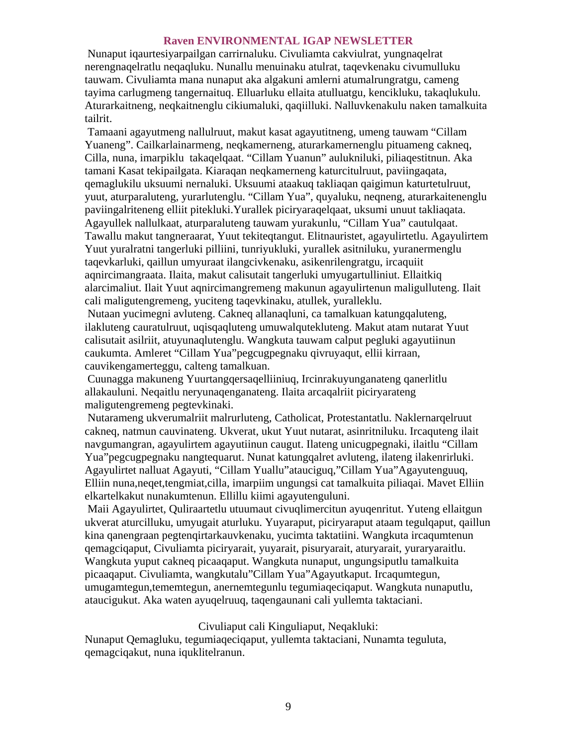**Raven ENVIRONMENTAL IGAP NEWSLETTER**

Nunaput iqaurtesiyarpailgan carrirnaluku. Civuliamta cakviulrat, yungnaqelrat nerengnaqelratlu neqaqluku. Nunallu menuinaku atulrat, taqevkenaku civumulluku tauwam. Civuliamta mana nunaput aka algakuni amlerni atumalrungratgu, cameng tayima carlugmeng tangernaituq. Elluarluku ellaita atulluatgu, kencikluku, takaqlukulu. Aturarkaitneng, neqkaitnenglu cikiumaluki, qaqiilluki. Nalluvkenakulu naken tamalkuita tailrit.

Tamaani agayutmeng nallulruut, makut kasat agayutitneng, umeng tauwam "Cillam Yuaneng". Cailkarlainarmeng, neqkamerneng, aturarkamernenglu pituameng cakneq, Cilla, nuna, imarpiklu takaqelqaat. "Cillam Yuanun" aulukniluki, piliaqestitnun. Aka tamani Kasat tekipailgata. Kiaraqan neqkamerneng katurcitulruut, paviingaqata, qemaglukilu uksuumi nernaluki. Uksuumi ataakuq takliaqan qaigimun katurtetulruut, yuut, aturparaluteng, yurarlutenglu. "Cillam Yua", quyaluku, neqneng, aturarkaitenenglu paviingalriteneng elliit pitekluki.Yurallek piciryaraqelqaat, uksumi unuut takliaqata. Agayullek nallulkaat, aturparaluteng tauwam yurakunlu, "Cillam Yua" cautulqaat. Tawallu makut tangneraarat, Yuut tekiteqtangut. Elitnauristet, agayulirtetlu. Agayulirtem Yuut yuralratni tangerluki pilliini, tunriyukluki, yurallek asitniluku, yuranermenglu taqevkarluki, qaillun umyuraat ilangcivkenaku, asikenrilengratgu, ircaquiit aqnircimangraata. Ilaita, makut calisutait tangerluki umyugartulliniut. Ellaitkiq alarcimaliut. Ilait Yuut aqnircimangremeng makunun agayulirtenun maligulluteng. Ilait cali maligutengremeng, yuciteng taqevkinaku, atullek, yuralleklu.

Nutaan yucimegni avluteng. Cakneq allanaqluni, ca tamalkuan katungqaluteng, ilakluteng cauratulruut, uqisqaqluteng umuwalqutekluteng. Makut atam nutarat Yuut calisutait asilriit, atuyunaqlutenglu. Wangkuta tauwam calput pegluki agayutiinun caukumta. Amleret "Cillam Yua"pegcugpegnaku qivruyaqut, ellii kirraan, cauvikengamerteggu, calteng tamalkuan.

Cuunagga makuneng Yuurtangqersaqelliiniuq, Ircinrakuyunganateng qanerlitlu allakauluni. Neqaitlu neryunaqenganateng. Ilaita arcaqalriit piciryarateng maligutengremeng pegtevkinaki.

Nutarameng ukverumalriit malrurluteng, Catholicat, Protestantatlu. Naklernarqelruut cakneq, natmun cauvinateng. Ukverat, ukut Yuut nutarat, asinritniluku. Ircaquteng ilait navgumangran, agayulirtem agayutiinun caugut. Ilateng unicugpegnaki, ilaitlu "Cillam Yua"pegcugpegnaku nangtequarut. Nunat katungqalret avluteng, ilateng ilakenrirluki. Agayulirtet nalluat Agayuti, "Cillam Yuallu"atauciguq,"Cillam Yua"Agayutenguuq, Elliin nuna,neqet,tengmiat,cilla, imarpiim ungungsi cat tamalkuita piliaqai. Mavet Elliin elkartelkakut nunakumtenun. Ellillu kiimi agayutenguluni.

Maii Agayulirtet, Quliraartetlu utuumaut civuqlimercitun ayuqenritut. Yuteng ellaitgun ukverat aturcilluku, umyugait aturluku. Yuyaraput, piciryaraput ataam tegulqaput, qaillun kina qanengraan pegtenqirtarkauvkenaku, yucimta taktatiini. Wangkuta ircaqumtenun qemagciqaput, Civuliamta piciryarait, yuyarait, pisuryarait, aturyarait, yuraryaraitlu. Wangkuta yuput cakneq picaaqaput. Wangkuta nunaput, ungungsiputlu tamalkuita picaaqaput. Civuliamta, wangkutalu"Cillam Yua"Agayutkaput. Ircaqumtegun, umugamtegun,tememtegun, anernemtegunlu tegumiaqeciqaput. Wangkuta nunaputlu, ataucigukut. Aka waten ayuqelruuq, taqengaunani cali yullemta taktaciani.

Civuliaput cali Kinguliaput, Neqakluki:

Nunaput Qemagluku, tegumiaqeciqaput, yullemta taktaciani, Nunamta teguluta, qemagciqakut, nuna iquklitelranun.